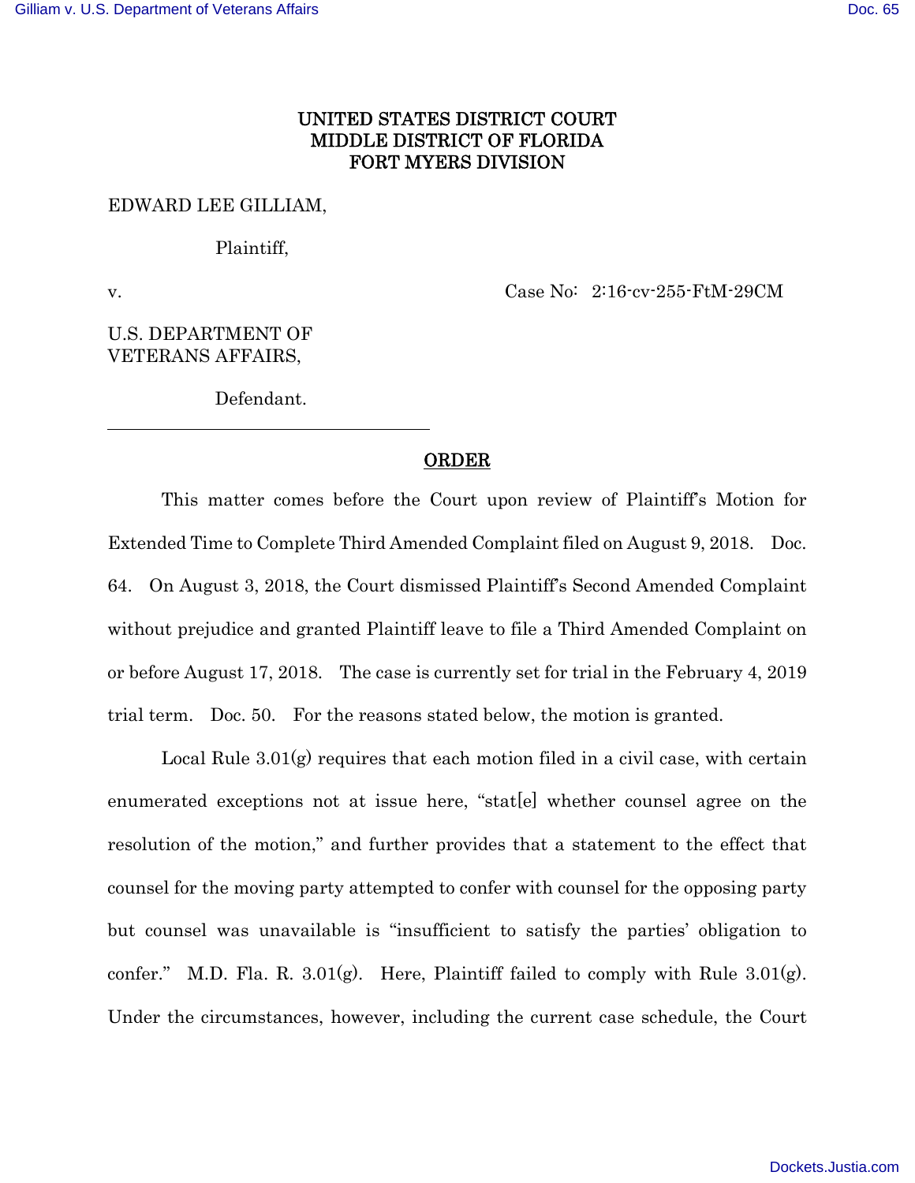UNITED STATES DISTRICT COURT
MIDDLE DISTRICT OF FLORIDA
FORT MYERS DIVISION

EDWARD LEE GILLIAM,

Plaintiff,

v. Case No: 2:16-cv-255-FtM-29CM

U.S. DEPARTMENT OF VETERANS AFFAIRS,

Defendant.

---

## ORDER

This matter comes before the Court upon review of Plaintiff's Motion for Extended Time to Complete Third Amended Complaint filed on August 9, 2018. Doc. 64. On August 3, 2018, the Court dismissed Plaintiff's Second Amended Complaint without prejudice and granted Plaintiff leave to file a Third Amended Complaint on or before August 17, 2018. The case is currently set for trial in the February 4, 2019 trial term. Doc. 50. For the reasons stated below, the motion is granted.

Local Rule 3.01(g) requires that each motion filed in a civil case, with certain enumerated exceptions not at issue here, "stat[e] whether counsel agree on the resolution of the motion," and further provides that a statement to the effect that counsel for the moving party attempted to confer with counsel for the opposing party but counsel was unavailable is "insufficient to satisfy the parties' obligation to confer." M.D. Fla. R. 3.01(g). Here, Plaintiff failed to comply with Rule 3.01(g). Under the circumstances, however, including the current case schedule, the Court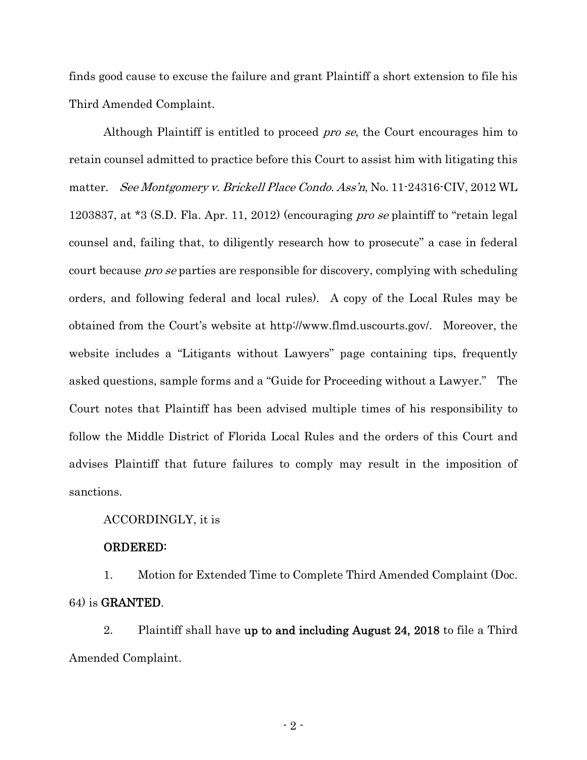finds good cause to excuse the failure and grant Plaintiff a short extension to file his Third Amended Complaint.

Although Plaintiff is entitled to proceed *pro se*, the Court encourages him to retain counsel admitted to practice before this Court to assist him with litigating this matter. *See Montgomery v. Brickell Place Condo. Ass'n*, No. 11-24316-CIV, 2012 WL 1203837, at *3 (S.D. Fla. Apr. 11, 2012) (encouraging *pro se* plaintiff to "retain legal counsel and, failing that, to diligently research how to prosecute" a case in federal court because *pro se* parties are responsible for discovery, complying with scheduling orders, and following federal and local rules). A copy of the Local Rules may be obtained from the Court's website at http://www.flmd.uscourts.gov/. Moreover, the website includes a "Litigants without Lawyers" page containing tips, frequently asked questions, sample forms and a "Guide for Proceeding without a Lawyer." The Court notes that Plaintiff has been advised multiple times of his responsibility to follow the Middle District of Florida Local Rules and the orders of this Court and advises Plaintiff that future failures to comply may result in the imposition of sanctions.

ACCORDINGLY, it is

**ORDERED:**

1. Motion for Extended Time to Complete Third Amended Complaint (Doc. 64) is **GRANTED**.

2. Plaintiff shall have **up to and including August 24, 2018** to file a Third Amended Complaint.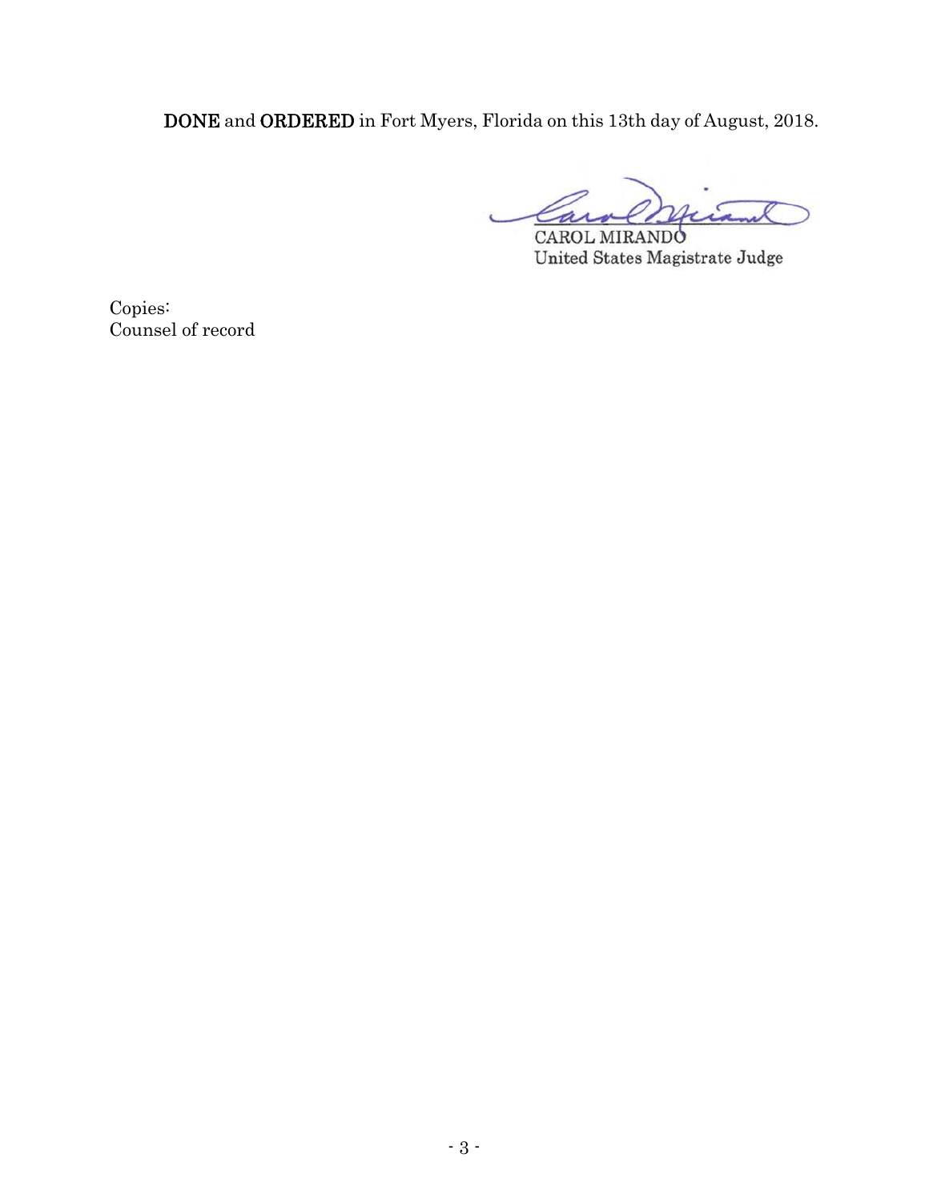**DONE** and **ORDERED** in Fort Myers, Florida on this 13th day of August, 2018.

CAROL MIRANDO
United States Magistrate Judge

Copies:
Counsel of record